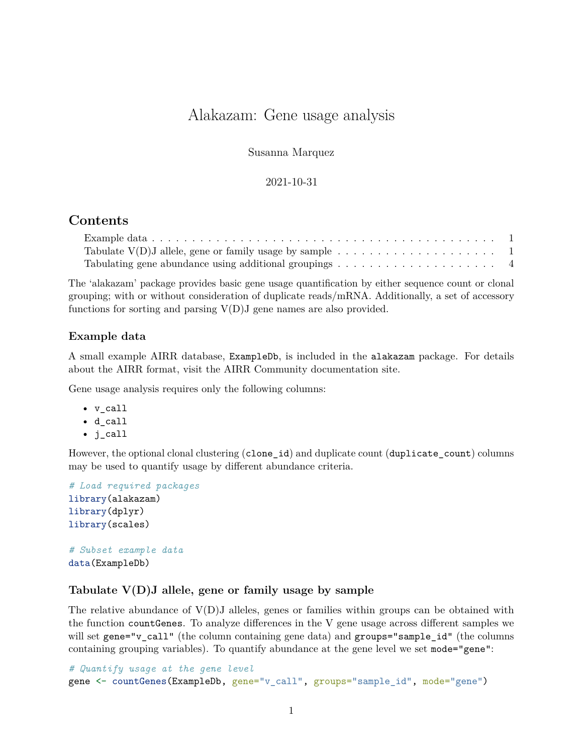# Alakazam: Gene usage analysis

Susanna Marquez

2021-10-31

## Contents

- Example data . . . . . . . . . . . . . . . . . . . . . . . . . . . . . . . . . . . . . . . . . . . . . 1
- Tabulate V(D)J allele, gene or family usage by sample . . . . . . . . . . . . . . . . . . . . 1
- Tabulating gene abundance using additional groupings . . . . . . . . . . . . . . . . . . . . 4

The 'alakazam' package provides basic gene usage quantification by either sequence count or clonal grouping; with or without consideration of duplicate reads/mRNA. Additionally, a set of accessory functions for sorting and parsing V(D)J gene names are also provided.

### Example data

A small example AIRR database, `ExampleDb`, is included in the `alakazam` package. For details about the AIRR format, visit the AIRR Community documentation site.

Gene usage analysis requires only the following columns:

- `v_call`
- `d_call`
- `j_call`

However, the optional clonal clustering (`clone_id`) and duplicate count (`duplicate_count`) columns may be used to quantify usage by different abundance criteria.

```
# Load required packages
library(alakazam)
library(dplyr)
library(scales)

# Subset example data
data(ExampleDb)
```

### Tabulate V(D)J allele, gene or family usage by sample

The relative abundance of V(D)J alleles, genes or families within groups can be obtained with the function `countGenes`. To analyze differences in the V gene usage across different samples we will set `gene="v_call"` (the column containing gene data) and `groups="sample_id"` (the columns containing grouping variables). To quantify abundance at the gene level we set `mode="gene"`:

```
# Quantify usage at the gene level
gene <- countGenes(ExampleDb, gene="v_call", groups="sample_id", mode="gene")
```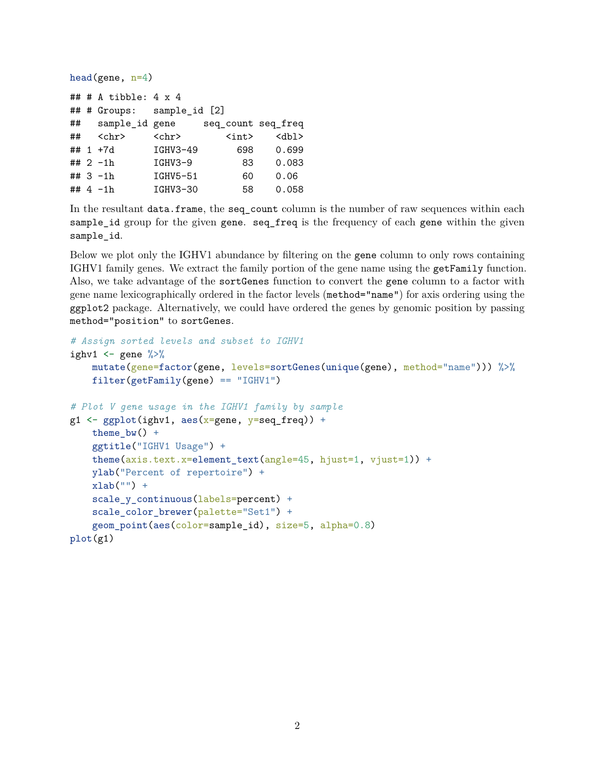```r
head(gene, n=4)
```

```
## # A tibble: 4 x 4
## # Groups:   sample_id [2]
##   sample_id gene     seq_count seq_freq
##   <chr>     <chr>        <int>    <dbl>
## 1 +7d       IGHV3-49       698    0.699
## 2 -1h       IGHV3-9         83    0.083
## 3 -1h       IGHV5-51        60    0.06
## 4 -1h       IGHV3-30        58    0.058
```

In the resultant `data.frame`, the `seq_count` column is the number of raw sequences within each `sample_id` group for the given `gene`. `seq_freq` is the frequency of each `gene` within the given `sample_id`.

Below we plot only the IGHV1 abundance by filtering on the `gene` column to only rows containing IGHV1 family genes. We extract the family portion of the gene name using the `getFamily` function. Also, we take advantage of the `sortGenes` function to convert the `gene` column to a factor with gene name lexicographically ordered in the factor levels (`method="name"`) for axis ordering using the `ggplot2` package. Alternatively, we could have ordered the genes by genomic position by passing `method="position"` to `sortGenes`.

```r
# Assign sorted levels and subset to IGHV1
ighv1 <- gene %>%
    mutate(gene=factor(gene, levels=sortGenes(unique(gene), method="name"))) %>%
    filter(getFamily(gene) == "IGHV1")

# Plot V gene usage in the IGHV1 family by sample
g1 <- ggplot(ighv1, aes(x=gene, y=seq_freq)) +
    theme_bw() +
    ggtitle("IGHV1 Usage") +
    theme(axis.text.x=element_text(angle=45, hjust=1, vjust=1)) +
    ylab("Percent of repertoire") +
    xlab("") +
    scale_y_continuous(labels=percent) +
    scale_color_brewer(palette="Set1") +
    geom_point(aes(color=sample_id), size=5, alpha=0.8)
plot(g1)
```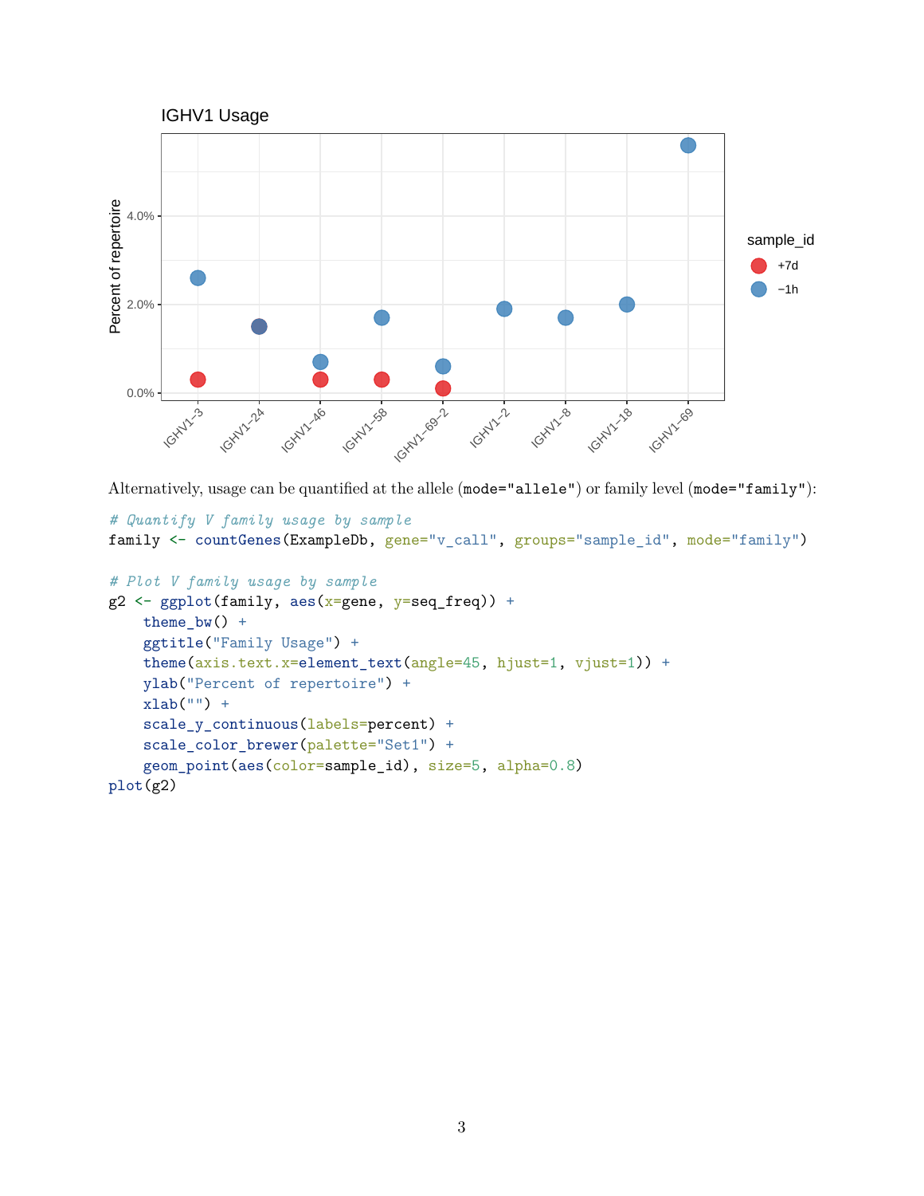Alternatively, usage can be quantified at the allele (`mode="allele"`) or family level (`mode="family"`):

```
# Quantify V family usage by sample
family <- countGenes(ExampleDb, gene="v_call", groups="sample_id", mode="family")

# Plot V family usage by sample
g2 <- ggplot(family, aes(x=gene, y=seq_freq)) +
    theme_bw() +
    ggtitle("Family Usage") +
    theme(axis.text.x=element_text(angle=45, hjust=1, vjust=1)) +
    ylab("Percent of repertoire") +
    xlab("") +
    scale_y_continuous(labels=percent) +
    scale_color_brewer(palette="Set1") +
    geom_point(aes(color=sample_id), size=5, alpha=0.8)
plot(g2)
```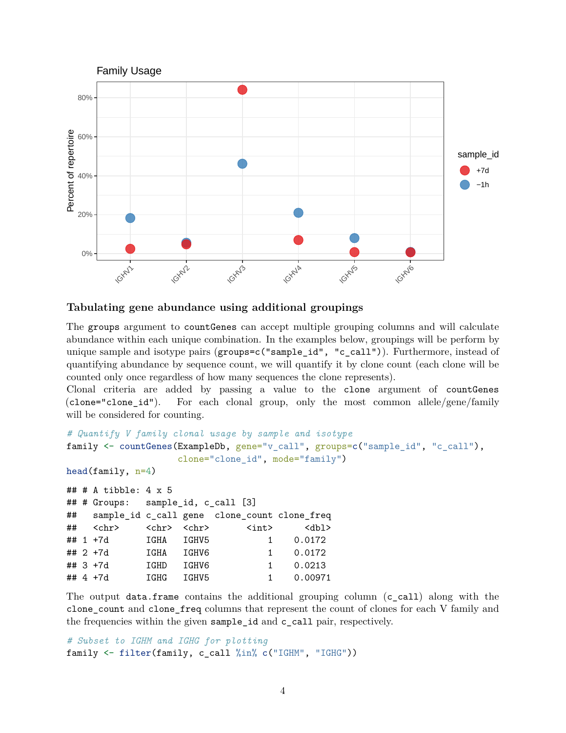### Tabulating gene abundance using additional groupings

The `groups` argument to `countGenes` can accept multiple grouping columns and will calculate abundance within each unique combination. In the examples below, groupings will be perform by unique sample and isotype pairs (`groups=c("sample_id", "c_call")`). Furthermore, instead of quantifying abundance by sequence count, we will quantify it by clone count (each clone will be counted only once regardless of how many sequences the clone represents).

Clonal criteria are added by passing a value to the `clone` argument of `countGenes` (`clone="clone_id"`). For each clonal group, only the most common allele/gene/family will be considered for counting.

```
# Quantify V family clonal usage by sample and isotype
family <- countGenes(ExampleDb, gene="v_call", groups=c("sample_id", "c_call"),
                     clone="clone_id", mode="family")
head(family, n=4)
```

```
## # A tibble: 4 x 5
## # Groups:   sample_id, c_call [3]
##   sample_id c_call gene  clone_count clone_freq
##   <chr>     <chr>  <chr>       <int>      <dbl>
## 1 +7d       IGHA   IGHV5           1    0.0172
## 2 +7d       IGHA   IGHV6           1    0.0172
## 3 +7d       IGHD   IGHV6           1    0.0213
## 4 +7d       IGHG   IGHV5           1    0.00971
```

The output `data.frame` contains the additional grouping column (`c_call`) along with the `clone_count` and `clone_freq` columns that represent the count of clones for each V family and the frequencies within the given `sample_id` and `c_call` pair, respectively.

```
# Subset to IGHM and IGHG for plotting
family <- filter(family, c_call %in% c("IGHM", "IGHG"))
```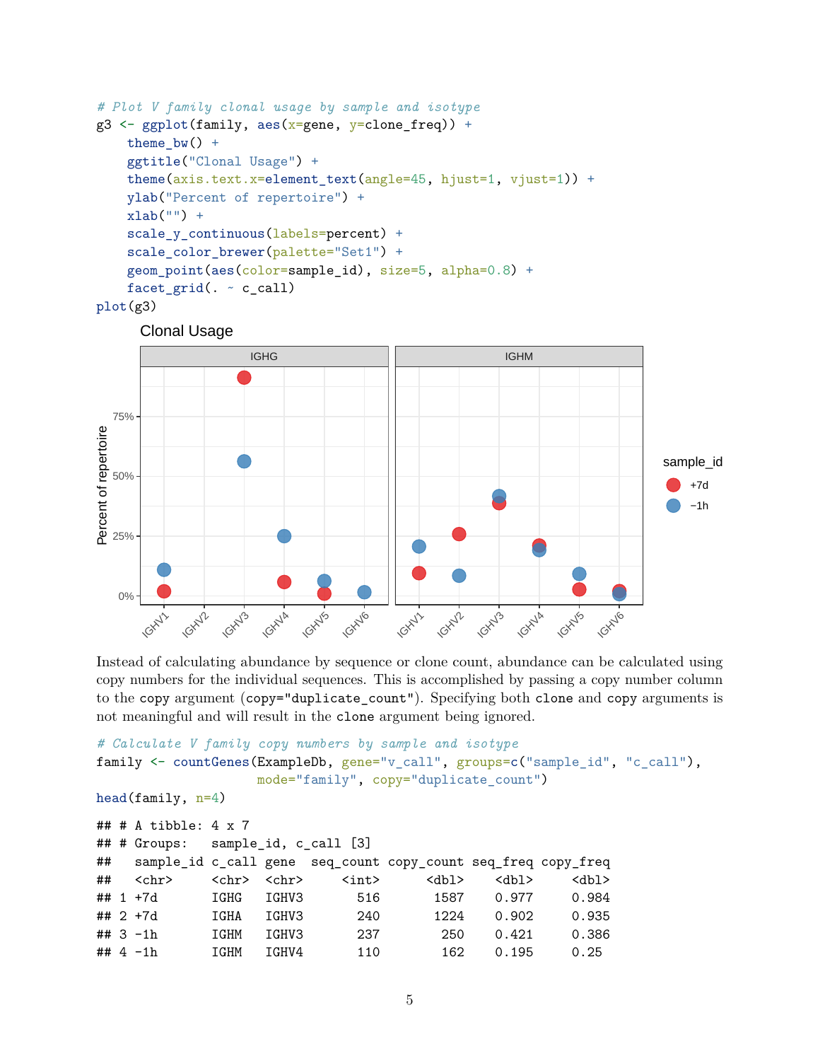```r
# Plot V family clonal usage by sample and isotype
g3 <- ggplot(family, aes(x=gene, y=clone_freq)) +
    theme_bw() +
    ggtitle("Clonal Usage") +
    theme(axis.text.x=element_text(angle=45, hjust=1, vjust=1)) +
    ylab("Percent of repertoire") +
    xlab("") +
    scale_y_continuous(labels=percent) +
    scale_color_brewer(palette="Set1") +
    geom_point(aes(color=sample_id), size=5, alpha=0.8) +
    facet_grid(. ~ c_call)
plot(g3)
```

Instead of calculating abundance by sequence or clone count, abundance can be calculated using copy numbers for the individual sequences. This is accomplished by passing a copy number column to the `copy` argument (`copy="duplicate_count"`). Specifying both `clone` and `copy` arguments is not meaningful and will result in the `clone` argument being ignored.

```r
# Calculate V family copy numbers by sample and isotype
family <- countGenes(ExampleDb, gene="v_call", groups=c("sample_id", "c_call"),
                     mode="family", copy="duplicate_count")
head(family, n=4)
```

```
## # A tibble: 4 x 7
## # Groups:   sample_id, c_call [3]
##   sample_id c_call gene  seq_count copy_count seq_freq copy_freq
##   <chr>     <chr>  <chr>     <int>      <dbl>    <dbl>     <dbl>
## 1 +7d       IGHG   IGHV3       516       1587    0.977     0.984
## 2 +7d       IGHA   IGHV3       240       1224    0.902     0.935
## 3 -1h       IGHM   IGHV3       237        250    0.421     0.386
## 4 -1h       IGHM   IGHV4       110        162    0.195     0.25
```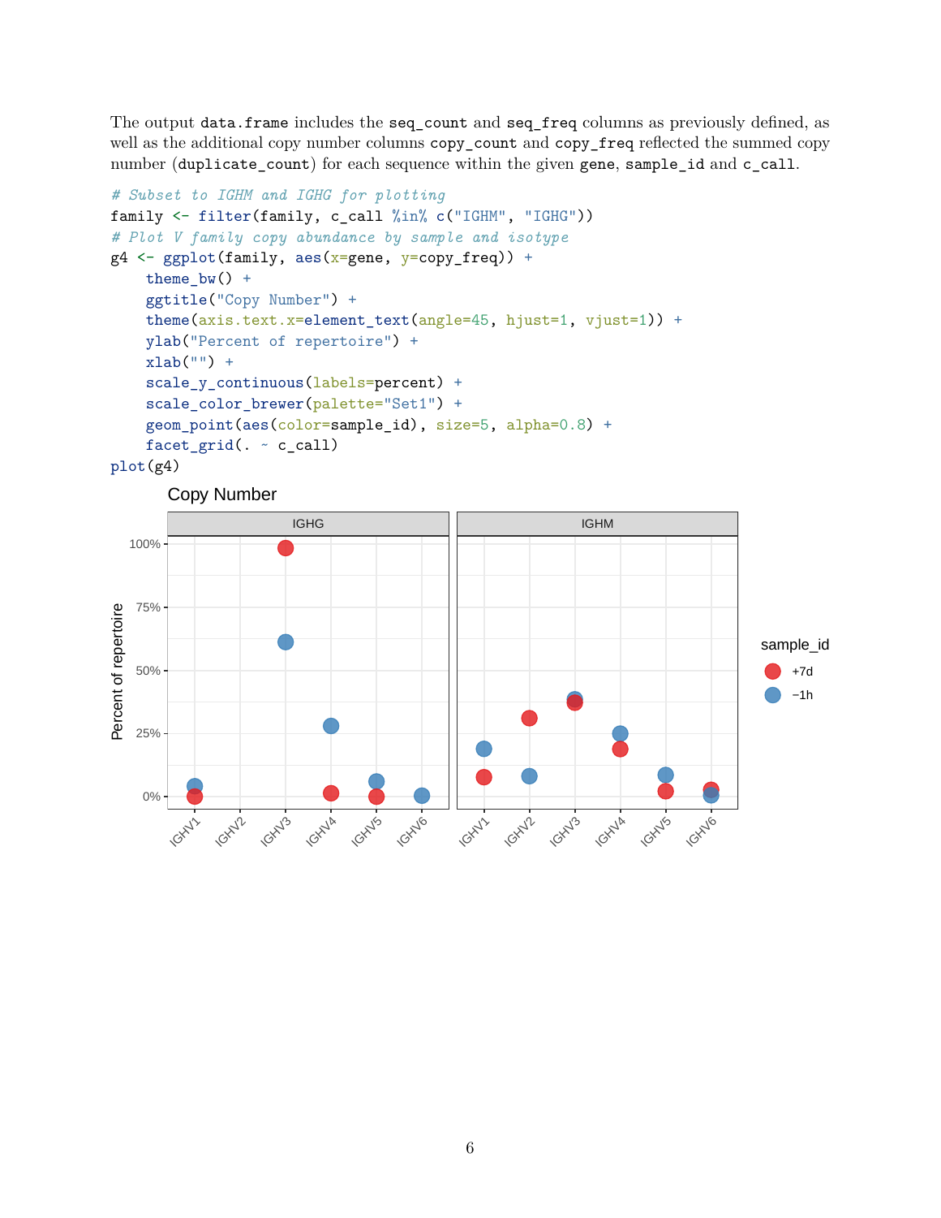The output `data.frame` includes the `seq_count` and `seq_freq` columns as previously defined, as well as the additional copy number columns `copy_count` and `copy_freq` reflected the summed copy number (`duplicate_count`) for each sequence within the given `gene`, `sample_id` and `c_call`.

```
# Subset to IGHM and IGHG for plotting
family <- filter(family, c_call %in% c("IGHM", "IGHG"))
# Plot V family copy abundance by sample and isotype
g4 <- ggplot(family, aes(x=gene, y=copy_freq)) +
    theme_bw() +
    ggtitle("Copy Number") +
    theme(axis.text.x=element_text(angle=45, hjust=1, vjust=1)) +
    ylab("Percent of repertoire") +
    xlab("") +
    scale_y_continuous(labels=percent) +
    scale_color_brewer(palette="Set1") +
    geom_point(aes(color=sample_id), size=5, alpha=0.8) +
    facet_grid(. ~ c_call)
plot(g4)
```

Copy Number

IGHG

IGHM

Percent of repertoire

100%

75%

50%

25%

0%

IGHV1
IGHV2
IGHV3
IGHV4
IGHV5
IGHV6

sample_id

+7d

−1h